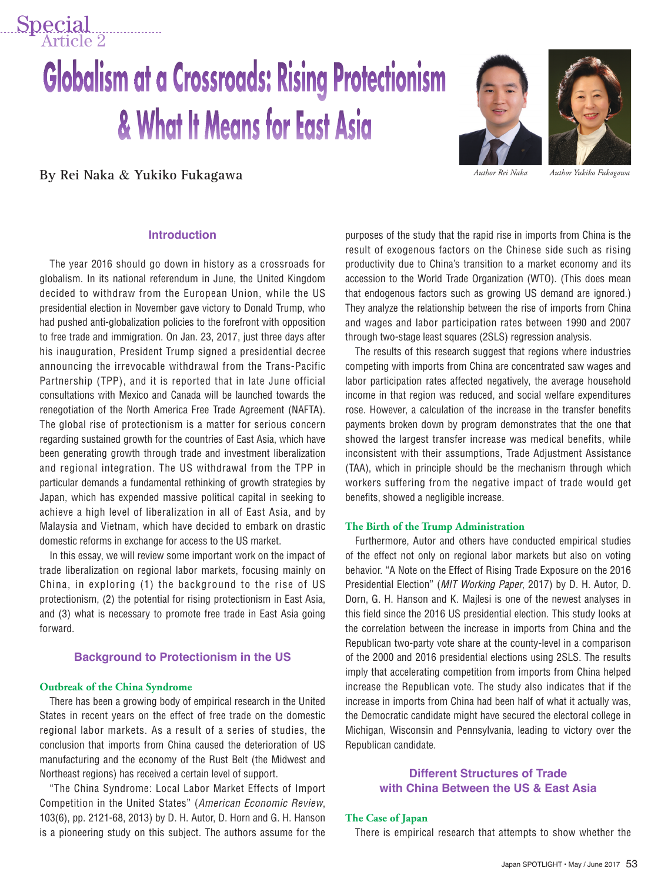Special Article 2

# Globalism at a Crossroads: Rising Protectionism & What It Means for East Asia

By Rei Naka & Yukiko Fukagawa

*Author Rei Naka* *Author Yukiko Fukagawa*

## Introduction

The year 2016 should go down in history as a crossroads for globalism. In its national referendum in June, the United Kingdom decided to withdraw from the European Union, while the US presidential election in November gave victory to Donald Trump, who had pushed anti-globalization policies to the forefront with opposition to free trade and immigration. On Jan. 23, 2017, just three days after his inauguration, President Trump signed a presidential decree announcing the irrevocable withdrawal from the Trans-Pacific Partnership (TPP), and it is reported that in late June official consultations with Mexico and Canada will be launched towards the renegotiation of the North America Free Trade Agreement (NAFTA). The global rise of protectionism is a matter for serious concern regarding sustained growth for the countries of East Asia, which have been generating growth through trade and investment liberalization and regional integration. The US withdrawal from the TPP in particular demands a fundamental rethinking of growth strategies by Japan, which has expended massive political capital in seeking to achieve a high level of liberalization in all of East Asia, and by Malaysia and Vietnam, which have decided to embark on drastic domestic reforms in exchange for access to the US market.

In this essay, we will review some important work on the impact of trade liberalization on regional labor markets, focusing mainly on China, in exploring (1) the background to the rise of US protectionism, (2) the potential for rising protectionism in East Asia, and (3) what is necessary to promote free trade in East Asia going forward.

## Background to Protectionism in the US

### Outbreak of the China Syndrome

There has been a growing body of empirical research in the United States in recent years on the effect of free trade on the domestic regional labor markets. As a result of a series of studies, the conclusion that imports from China caused the deterioration of US manufacturing and the economy of the Rust Belt (the Midwest and Northeast regions) has received a certain level of support.

"The China Syndrome: Local Labor Market Effects of Import Competition in the United States" (*American Economic Review*, 103(6), pp. 2121-68, 2013) by D. H. Autor, D. Horn and G. H. Hanson is a pioneering study on this subject. The authors assume for the purposes of the study that the rapid rise in imports from China is the result of exogenous factors on the Chinese side such as rising productivity due to China's transition to a market economy and its accession to the World Trade Organization (WTO). (This does mean that endogenous factors such as growing US demand are ignored.) They analyze the relationship between the rise of imports from China and wages and labor participation rates between 1990 and 2007 through two-stage least squares (2SLS) regression analysis.

The results of this research suggest that regions where industries competing with imports from China are concentrated saw wages and labor participation rates affected negatively, the average household income in that region was reduced, and social welfare expenditures rose. However, a calculation of the increase in the transfer benefits payments broken down by program demonstrates that the one that showed the largest transfer increase was medical benefits, while inconsistent with their assumptions, Trade Adjustment Assistance (TAA), which in principle should be the mechanism through which workers suffering from the negative impact of trade would get benefits, showed a negligible increase.

### The Birth of the Trump Administration

Furthermore, Autor and others have conducted empirical studies of the effect not only on regional labor markets but also on voting behavior. "A Note on the Effect of Rising Trade Exposure on the 2016 Presidential Election" (*MIT Working Paper*, 2017) by D. H. Autor, D. Dorn, G. H. Hanson and K. Majlesi is one of the newest analyses in this field since the 2016 US presidential election. This study looks at the correlation between the increase in imports from China and the Republican two-party vote share at the county-level in a comparison of the 2000 and 2016 presidential elections using 2SLS. The results imply that accelerating competition from imports from China helped increase the Republican vote. The study also indicates that if the increase in imports from China had been half of what it actually was, the Democratic candidate might have secured the electoral college in Michigan, Wisconsin and Pennsylvania, leading to victory over the Republican candidate.

## Different Structures of Trade with China Between the US & East Asia

### The Case of Japan

There is empirical research that attempts to show whether the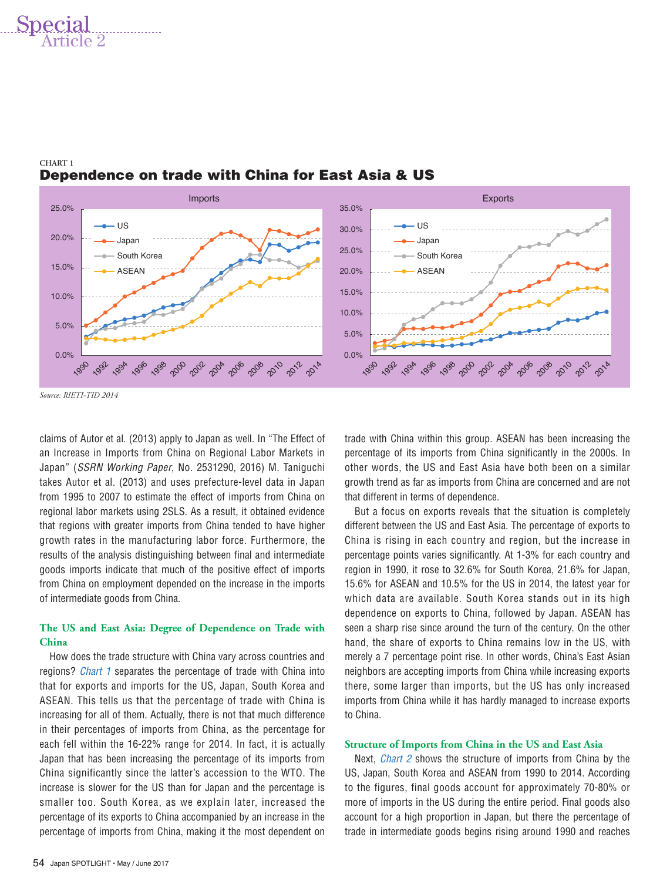CHART 1

## Dependence on trade with China for East Asia & US

Source: RIETI-TID 2014

claims of Autor et al. (2013) apply to Japan as well. In "The Effect of an Increase in Imports from China on Regional Labor Markets in Japan" (*SSRN Working Paper*, No. 2531290, 2016) M. Taniguchi takes Autor et al. (2013) and uses prefecture-level data in Japan from 1995 to 2007 to estimate the effect of imports from China on regional labor markets using 2SLS. As a result, it obtained evidence that regions with greater imports from China tended to have higher growth rates in the manufacturing labor force. Furthermore, the results of the analysis distinguishing between final and intermediate goods imports indicate that much of the positive effect of imports from China on employment depended on the increase in the imports of intermediate goods from China.

### The US and East Asia: Degree of Dependence on Trade with China

How does the trade structure with China vary across countries and regions? *Chart 1* separates the percentage of trade with China into that for exports and imports for the US, Japan, South Korea and ASEAN. This tells us that the percentage of trade with China is increasing for all of them. Actually, there is not that much difference in their percentages of imports from China, as the percentage for each fell within the 16-22% range for 2014. In fact, it is actually Japan that has been increasing the percentage of its imports from China significantly since the latter's accession to the WTO. The increase is slower for the US than for Japan and the percentage is smaller too. South Korea, as we explain later, increased the percentage of its exports to China accompanied by an increase in the percentage of imports from China, making it the most dependent on trade with China within this group. ASEAN has been increasing the percentage of its imports from China significantly in the 2000s. In other words, the US and East Asia have both been on a similar growth trend as far as imports from China are concerned and are not that different in terms of dependence.

But a focus on exports reveals that the situation is completely different between the US and East Asia. The percentage of exports to China is rising in each country and region, but the increase in percentage points varies significantly. At 1-3% for each country and region in 1990, it rose to 32.6% for South Korea, 21.6% for Japan, 15.6% for ASEAN and 10.5% for the US in 2014, the latest year for which data are available. South Korea stands out in its high dependence on exports to China, followed by Japan. ASEAN has seen a sharp rise since around the turn of the century. On the other hand, the share of exports to China remains low in the US, with merely a 7 percentage point rise. In other words, China's East Asian neighbors are accepting imports from China while increasing exports there, some larger than imports, but the US has only increased imports from China while it has hardly managed to increase exports to China.

### Structure of Imports from China in the US and East Asia

Next, *Chart 2* shows the structure of imports from China by the US, Japan, South Korea and ASEAN from 1990 to 2014. According to the figures, final goods account for approximately 70-80% or more of imports in the US during the entire period. Final goods also account for a high proportion in Japan, but there the percentage of trade in intermediate goods begins rising around 1990 and reaches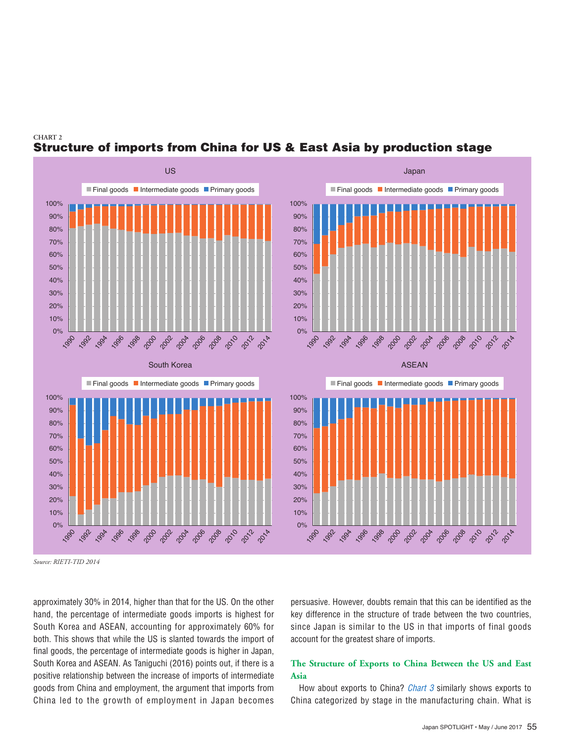CHART 2

### Structure of imports from China for US & East Asia by production stage

Source: RIETI-TID 2014

approximately 30% in 2014, higher than that for the US. On the other hand, the percentage of intermediate goods imports is highest for South Korea and ASEAN, accounting for approximately 60% for both. This shows that while the US is slanted towards the import of final goods, the percentage of intermediate goods is higher in Japan, South Korea and ASEAN. As Taniguchi (2016) points out, if there is a positive relationship between the increase of imports of intermediate goods from China and employment, the argument that imports from China led to the growth of employment in Japan becomes persuasive. However, doubts remain that this can be identified as the key difference in the structure of trade between the two countries, since Japan is similar to the US in that imports of final goods account for the greatest share of imports.

## The Structure of Exports to China Between the US and East Asia

How about exports to China? *Chart 3* similarly shows exports to China categorized by stage in the manufacturing chain. What is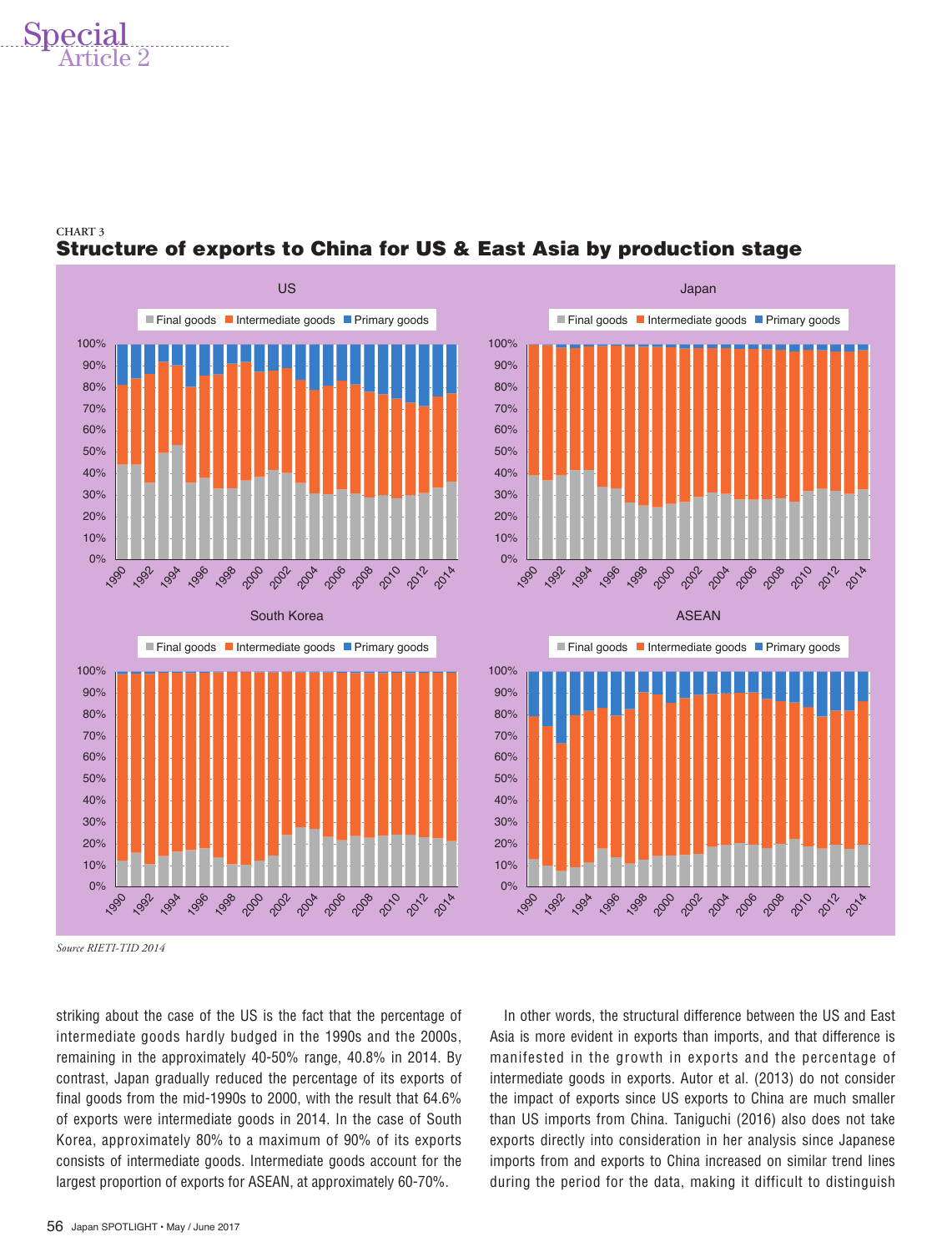CHART 3

**Structure of exports to China for US & East Asia by production stage**

*Source RIETI-TID 2014*

striking about the case of the US is the fact that the percentage of intermediate goods hardly budged in the 1990s and the 2000s, remaining in the approximately 40-50% range, 40.8% in 2014. By contrast, Japan gradually reduced the percentage of its exports of final goods from the mid-1990s to 2000, with the result that 64.6% of exports were intermediate goods in 2014. In the case of South Korea, approximately 80% to a maximum of 90% of its exports consists of intermediate goods. Intermediate goods account for the largest proportion of exports for ASEAN, at approximately 60-70%.

In other words, the structural difference between the US and East Asia is more evident in exports than imports, and that difference is manifested in the growth in exports and the percentage of intermediate goods in exports. Autor et al. (2013) do not consider the impact of exports since US exports to China are much smaller than US imports from China. Taniguchi (2016) also does not take exports directly into consideration in her analysis since Japanese imports from and exports to China increased on similar trend lines during the period for the data, making it difficult to distinguish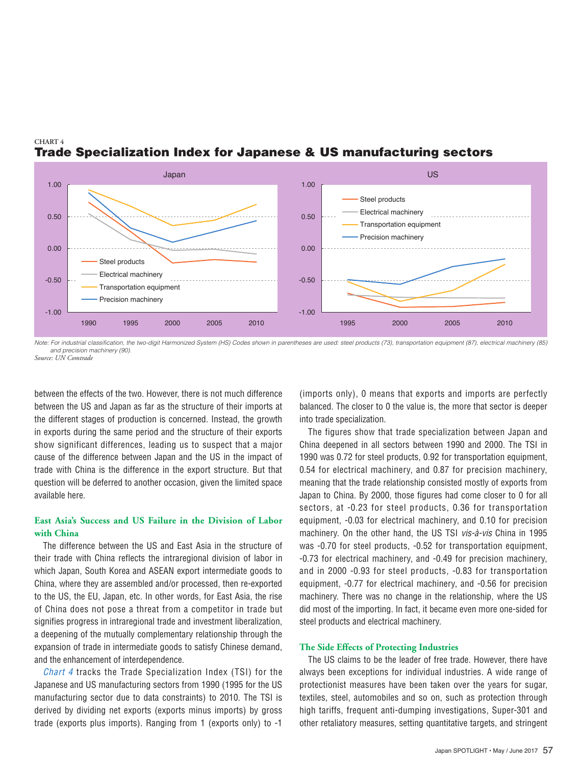CHART 4

### Trade Specialization Index for Japanese & US manufacturing sectors

*Note: For industrial classification, the two-digit Harmonized System (HS) Codes shown in parentheses are used: steel products (73), transportation equipment (87), electrical machinery (85) and precision machinery (90).*
*Source: UN Comtrade*

between the effects of the two. However, there is not much difference between the US and Japan as far as the structure of their imports at the different stages of production is concerned. Instead, the growth in exports during the same period and the structure of their exports show significant differences, leading us to suspect that a major cause of the difference between Japan and the US in the impact of trade with China is the difference in the export structure. But that question will be deferred to another occasion, given the limited space available here.

## East Asia's Success and US Failure in the Division of Labor with China

The difference between the US and East Asia in the structure of their trade with China reflects the intraregional division of labor in which Japan, South Korea and ASEAN export intermediate goods to China, where they are assembled and/or processed, then re-exported to the US, the EU, Japan, etc. In other words, for East Asia, the rise of China does not pose a threat from a competitor in trade but signifies progress in intraregional trade and investment liberalization, a deepening of the mutually complementary relationship through the expansion of trade in intermediate goods to satisfy Chinese demand, and the enhancement of interdependence.

*Chart 4* tracks the Trade Specialization Index (TSI) for the Japanese and US manufacturing sectors from 1990 (1995 for the US manufacturing sector due to data constraints) to 2010. The TSI is derived by dividing net exports (exports minus imports) by gross trade (exports plus imports). Ranging from 1 (exports only) to -1 (imports only), 0 means that exports and imports are perfectly balanced. The closer to 0 the value is, the more that sector is deeper into trade specialization.

The figures show that trade specialization between Japan and China deepened in all sectors between 1990 and 2000. The TSI in 1990 was 0.72 for steel products, 0.92 for transportation equipment, 0.54 for electrical machinery, and 0.87 for precision machinery, meaning that the trade relationship consisted mostly of exports from Japan to China. By 2000, those figures had come closer to 0 for all sectors, at -0.23 for steel products, 0.36 for transportation equipment, -0.03 for electrical machinery, and 0.10 for precision machinery. On the other hand, the US TSI *vis-à-vis* China in 1995 was -0.70 for steel products, -0.52 for transportation equipment, -0.73 for electrical machinery, and -0.49 for precision machinery, and in 2000 -0.93 for steel products, -0.83 for transportation equipment, -0.77 for electrical machinery, and -0.56 for precision machinery. There was no change in the relationship, where the US did most of the importing. In fact, it became even more one-sided for steel products and electrical machinery.

## The Side Effects of Protecting Industries

The US claims to be the leader of free trade. However, there have always been exceptions for individual industries. A wide range of protectionist measures have been taken over the years for sugar, textiles, steel, automobiles and so on, such as protection through high tariffs, frequent anti-dumping investigations, Super-301 and other retaliatory measures, setting quantitative targets, and stringent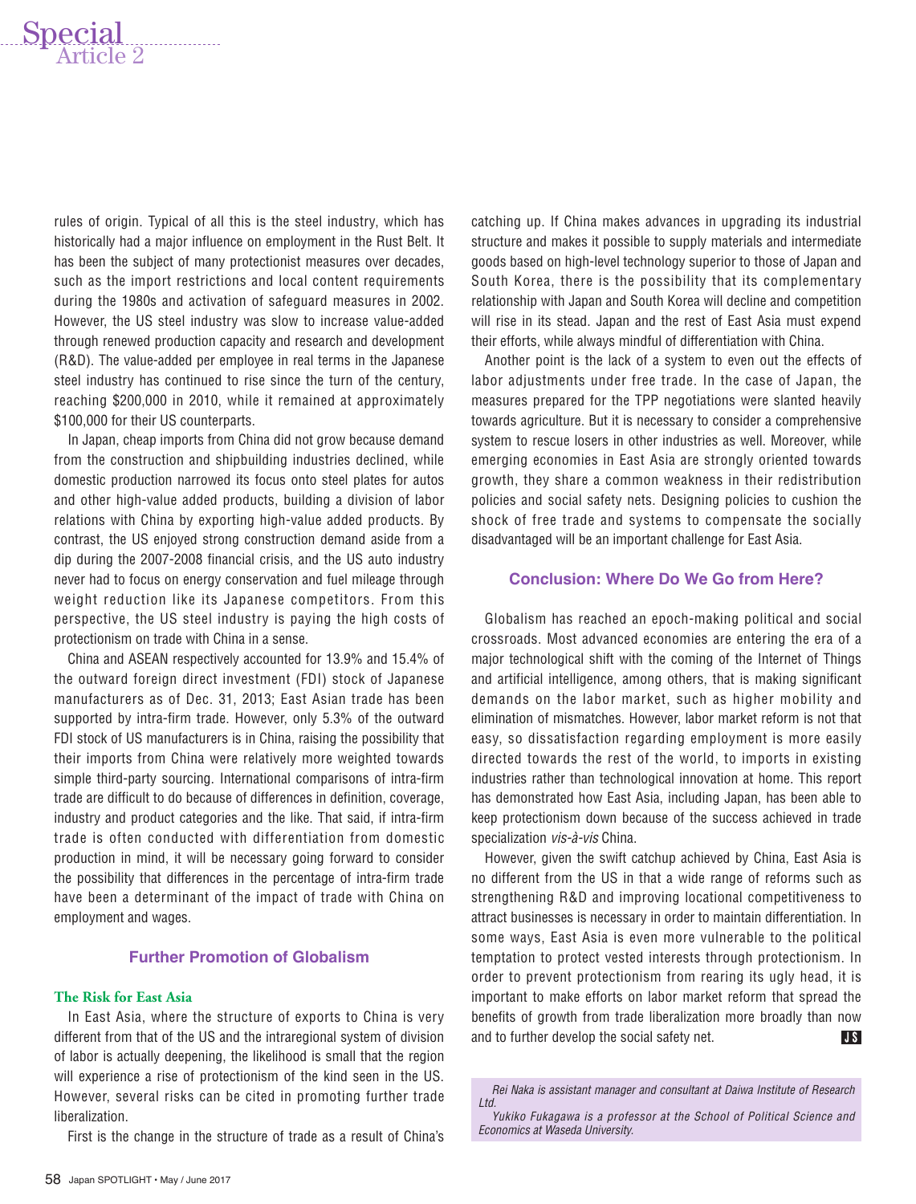rules of origin. Typical of all this is the steel industry, which has historically had a major influence on employment in the Rust Belt. It has been the subject of many protectionist measures over decades, such as the import restrictions and local content requirements during the 1980s and activation of safeguard measures in 2002. However, the US steel industry was slow to increase value-added through renewed production capacity and research and development (R&D). The value-added per employee in real terms in the Japanese steel industry has continued to rise since the turn of the century, reaching $200,000 in 2010, while it remained at approximately $100,000 for their US counterparts.

In Japan, cheap imports from China did not grow because demand from the construction and shipbuilding industries declined, while domestic production narrowed its focus onto steel plates for autos and other high-value added products, building a division of labor relations with China by exporting high-value added products. By contrast, the US enjoyed strong construction demand aside from a dip during the 2007-2008 financial crisis, and the US auto industry never had to focus on energy conservation and fuel mileage through weight reduction like its Japanese competitors. From this perspective, the US steel industry is paying the high costs of protectionism on trade with China in a sense.

China and ASEAN respectively accounted for 13.9% and 15.4% of the outward foreign direct investment (FDI) stock of Japanese manufacturers as of Dec. 31, 2013; East Asian trade has been supported by intra-firm trade. However, only 5.3% of the outward FDI stock of US manufacturers is in China, raising the possibility that their imports from China were relatively more weighted towards simple third-party sourcing. International comparisons of intra-firm trade are difficult to do because of differences in definition, coverage, industry and product categories and the like. That said, if intra-firm trade is often conducted with differentiation from domestic production in mind, it will be necessary going forward to consider the possibility that differences in the percentage of intra-firm trade have been a determinant of the impact of trade with China on employment and wages.

## Further Promotion of Globalism

### The Risk for East Asia

In East Asia, where the structure of exports to China is very different from that of the US and the intraregional system of division of labor is actually deepening, the likelihood is small that the region will experience a rise of protectionism of the kind seen in the US. However, several risks can be cited in promoting further trade liberalization.

First is the change in the structure of trade as a result of China's catching up. If China makes advances in upgrading its industrial structure and makes it possible to supply materials and intermediate goods based on high-level technology superior to those of Japan and South Korea, there is the possibility that its complementary relationship with Japan and South Korea will decline and competition will rise in its stead. Japan and the rest of East Asia must expend their efforts, while always mindful of differentiation with China.

Another point is the lack of a system to even out the effects of labor adjustments under free trade. In the case of Japan, the measures prepared for the TPP negotiations were slanted heavily towards agriculture. But it is necessary to consider a comprehensive system to rescue losers in other industries as well. Moreover, while emerging economies in East Asia are strongly oriented towards growth, they share a common weakness in their redistribution policies and social safety nets. Designing policies to cushion the shock of free trade and systems to compensate the socially disadvantaged will be an important challenge for East Asia.

## Conclusion: Where Do We Go from Here?

Globalism has reached an epoch-making political and social crossroads. Most advanced economies are entering the era of a major technological shift with the coming of the Internet of Things and artificial intelligence, among others, that is making significant demands on the labor market, such as higher mobility and elimination of mismatches. However, labor market reform is not that easy, so dissatisfaction regarding employment is more easily directed towards the rest of the world, to imports in existing industries rather than technological innovation at home. This report has demonstrated how East Asia, including Japan, has been able to keep protectionism down because of the success achieved in trade specialization *vis-à-vis* China.

However, given the swift catchup achieved by China, East Asia is no different from the US in that a wide range of reforms such as strengthening R&D and improving locational competitiveness to attract businesses is necessary in order to maintain differentiation. In some ways, East Asia is even more vulnerable to the political temptation to protect vested interests through protectionism. In order to prevent protectionism from rearing its ugly head, it is important to make efforts on labor market reform that spread the benefits of growth from trade liberalization more broadly than now and to further develop the social safety net.

*Rei Naka is assistant manager and consultant at Daiwa Institute of Research Ltd.*

*Yukiko Fukagawa is a professor at the School of Political Science and Economics at Waseda University.*